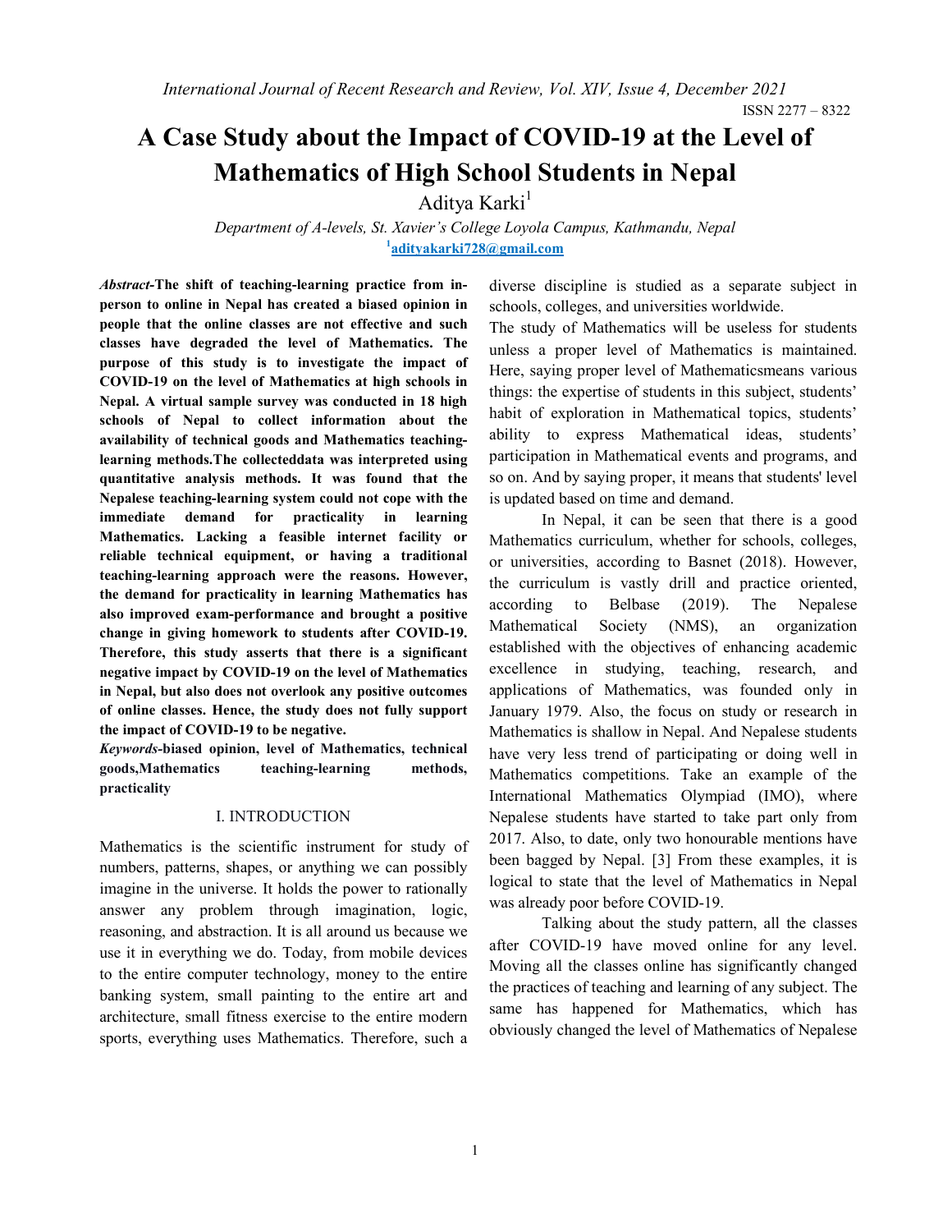# A Case Study about the Impact of COVID-19 at the Level of Mathematics of High School Students in Nepal

Aditya Karki[1]

*Department of A-levels, St. Xavier's College Loyola Campus, Kathmandu, Nepal*

[1]adityakarki728@gmail.com

***Abstract*-The shift of teaching-learning practice from in-person to online in Nepal has created a biased opinion in people that the online classes are not effective and such classes have degraded the level of Mathematics. The purpose of this study is to investigate the impact of COVID-19 on the level of Mathematics at high schools in Nepal. A virtual sample survey was conducted in 18 high schools of Nepal to collect information about the availability of technical goods and Mathematics teaching-learning methods.The collecteddata was interpreted using quantitative analysis methods. It was found that the Nepalese teaching-learning system could not cope with the immediate demand for practicality in learning Mathematics. Lacking a feasible internet facility or reliable technical equipment, or having a traditional teaching-learning approach were the reasons. However, the demand for practicality in learning Mathematics has also improved exam-performance and brought a positive change in giving homework to students after COVID-19. Therefore, this study asserts that there is a significant negative impact by COVID-19 on the level of Mathematics in Nepal, but also does not overlook any positive outcomes of online classes. Hence, the study does not fully support the impact of COVID-19 to be negative.**

***Keywords*-biased opinion, level of Mathematics, technical goods,Mathematics teaching-learning methods, practicality**

## I. INTRODUCTION

Mathematics is the scientific instrument for study of numbers, patterns, shapes, or anything we can possibly imagine in the universe. It holds the power to rationally answer any problem through imagination, logic, reasoning, and abstraction. It is all around us because we use it in everything we do. Today, from mobile devices to the entire computer technology, money to the entire banking system, small painting to the entire art and architecture, small fitness exercise to the entire modern sports, everything uses Mathematics. Therefore, such a diverse discipline is studied as a separate subject in schools, colleges, and universities worldwide.

The study of Mathematics will be useless for students unless a proper level of Mathematics is maintained. Here, saying proper level of Mathematicsmeans various things: the expertise of students in this subject, students' habit of exploration in Mathematical topics, students' ability to express Mathematical ideas, students' participation in Mathematical events and programs, and so on. And by saying proper, it means that students' level is updated based on time and demand.

In Nepal, it can be seen that there is a good Mathematics curriculum, whether for schools, colleges, or universities, according to Basnet (2018). However, the curriculum is vastly drill and practice oriented, according to Belbase (2019). The Nepalese Mathematical Society (NMS), an organization established with the objectives of enhancing academic excellence in studying, teaching, research, and applications of Mathematics, was founded only in January 1979. Also, the focus on study or research in Mathematics is shallow in Nepal. And Nepalese students have very less trend of participating or doing well in Mathematics competitions. Take an example of the International Mathematics Olympiad (IMO), where Nepalese students have started to take part only from 2017. Also, to date, only two honourable mentions have been bagged by Nepal. [3] From these examples, it is logical to state that the level of Mathematics in Nepal was already poor before COVID-19.

Talking about the study pattern, all the classes after COVID-19 have moved online for any level. Moving all the classes online has significantly changed the practices of teaching and learning of any subject. The same has happened for Mathematics, which has obviously changed the level of Mathematics of Nepalese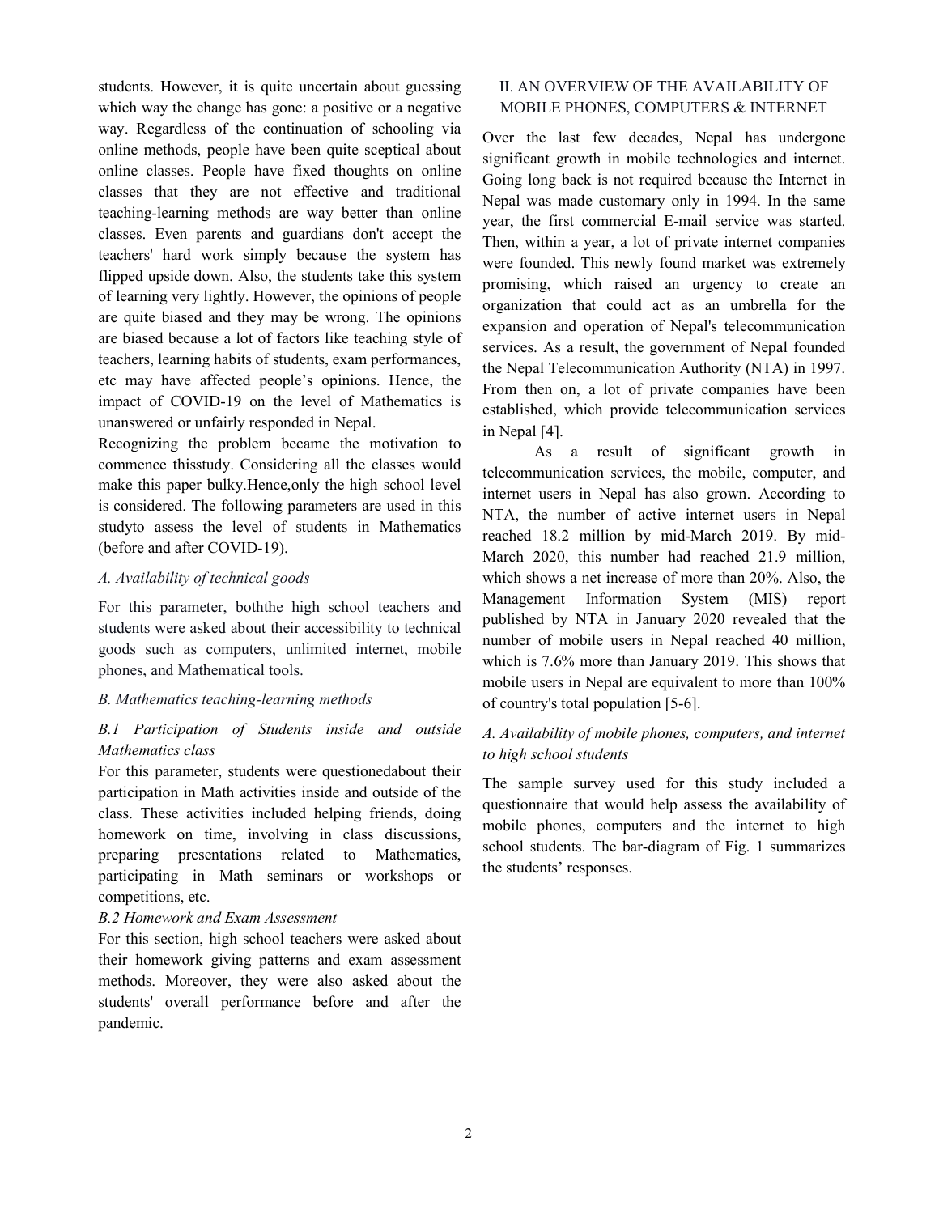students. However, it is quite uncertain about guessing which way the change has gone: a positive or a negative way. Regardless of the continuation of schooling via online methods, people have been quite sceptical about online classes. People have fixed thoughts on online classes that they are not effective and traditional teaching-learning methods are way better than online classes. Even parents and guardians don't accept the teachers' hard work simply because the system has flipped upside down. Also, the students take this system of learning very lightly. However, the opinions of people are quite biased and they may be wrong. The opinions are biased because a lot of factors like teaching style of teachers, learning habits of students, exam performances, etc may have affected people's opinions. Hence, the impact of COVID-19 on the level of Mathematics is unanswered or unfairly responded in Nepal.

Recognizing the problem became the motivation to commence thisstudy. Considering all the classes would make this paper bulky.Hence,only the high school level is considered. The following parameters are used in this studyto assess the level of students in Mathematics (before and after COVID-19).

### *A. Availability of technical goods*

For this parameter, boththe high school teachers and students were asked about their accessibility to technical goods such as computers, unlimited internet, mobile phones, and Mathematical tools.

### *B. Mathematics teaching-learning methods*

#### *B.1 Participation of Students inside and outside Mathematics class*

For this parameter, students were questionedabout their participation in Math activities inside and outside of the class. These activities included helping friends, doing homework on time, involving in class discussions, preparing presentations related to Mathematics, participating in Math seminars or workshops or competitions, etc.

#### *B.2 Homework and Exam Assessment*

For this section, high school teachers were asked about their homework giving patterns and exam assessment methods. Moreover, they were also asked about the students' overall performance before and after the pandemic.

## II. AN OVERVIEW OF THE AVAILABILITY OF MOBILE PHONES, COMPUTERS & INTERNET

Over the last few decades, Nepal has undergone significant growth in mobile technologies and internet. Going long back is not required because the Internet in Nepal was made customary only in 1994. In the same year, the first commercial E-mail service was started. Then, within a year, a lot of private internet companies were founded. This newly found market was extremely promising, which raised an urgency to create an organization that could act as an umbrella for the expansion and operation of Nepal's telecommunication services. As a result, the government of Nepal founded the Nepal Telecommunication Authority (NTA) in 1997. From then on, a lot of private companies have been established, which provide telecommunication services in Nepal [4].

As a result of significant growth in telecommunication services, the mobile, computer, and internet users in Nepal has also grown. According to NTA, the number of active internet users in Nepal reached 18.2 million by mid-March 2019. By mid-March 2020, this number had reached 21.9 million, which shows a net increase of more than 20%. Also, the Management Information System (MIS) report published by NTA in January 2020 revealed that the number of mobile users in Nepal reached 40 million, which is 7.6% more than January 2019. This shows that mobile users in Nepal are equivalent to more than 100% of country's total population [5-6].

### *A. Availability of mobile phones, computers, and internet to high school students*

The sample survey used for this study included a questionnaire that would help assess the availability of mobile phones, computers and the internet to high school students. The bar-diagram of Fig. 1 summarizes the students' responses.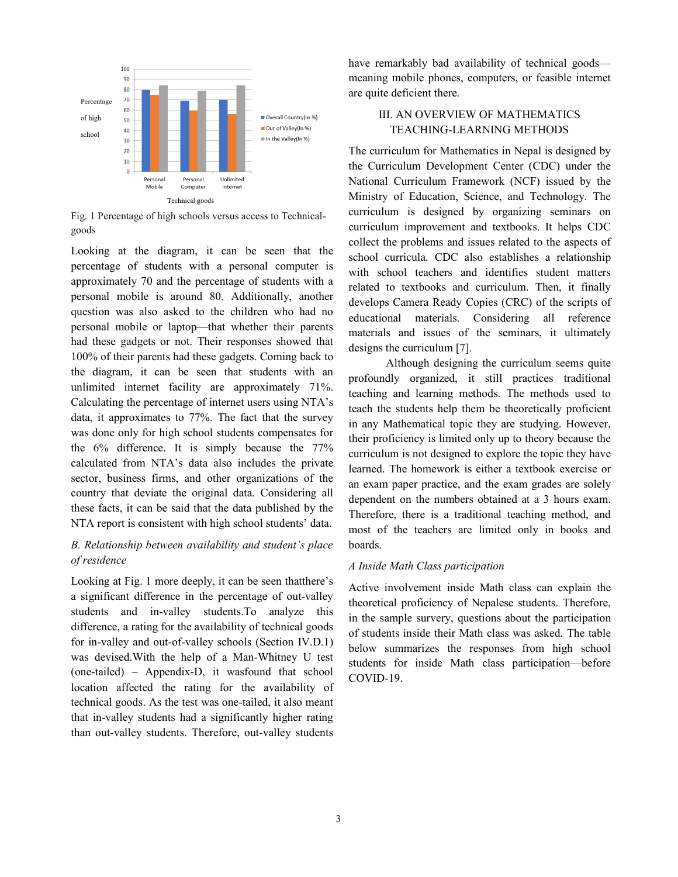Fig. 1 Percentage of high schools versus access to Technical-goods

Looking at the diagram, it can be seen that the percentage of students with a personal computer is approximately 70 and the percentage of students with a personal mobile is around 80. Additionally, another question was also asked to the children who had no personal mobile or laptop—that whether their parents had these gadgets or not. Their responses showed that 100% of their parents had these gadgets. Coming back to the diagram, it can be seen that students with an unlimited internet facility are approximately 71%. Calculating the percentage of internet users using NTA's data, it approximates to 77%. The fact that the survey was done only for high school students compensates for the 6% difference. It is simply because the 77% calculated from NTA's data also includes the private sector, business firms, and other organizations of the country that deviate the original data. Considering all these facts, it can be said that the data published by the NTA report is consistent with high school students' data.

### *B. Relationship between availability and student's place of residence*

Looking at Fig. 1 more deeply, it can be seen thatthere's a significant difference in the percentage of out-valley students and in-valley students.To analyze this difference, a rating for the availability of technical goods for in-valley and out-of-valley schools (Section IV.D.1) was devised.With the help of a Man-Whitney U test (one-tailed) – Appendix-D, it wasfound that school location affected the rating for the availability of technical goods. As the test was one-tailed, it also meant that in-valley students had a significantly higher rating than out-valley students. Therefore, out-valley students have remarkably bad availability of technical goods—meaning mobile phones, computers, or feasible internet are quite deficient there.

## III. AN OVERVIEW OF MATHEMATICS TEACHING-LEARNING METHODS

The curriculum for Mathematics in Nepal is designed by the Curriculum Development Center (CDC) under the National Curriculum Framework (NCF) issued by the Ministry of Education, Science, and Technology. The curriculum is designed by organizing seminars on curriculum improvement and textbooks. It helps CDC collect the problems and issues related to the aspects of school curricula. CDC also establishes a relationship with school teachers and identifies student matters related to textbooks and curriculum. Then, it finally develops Camera Ready Copies (CRC) of the scripts of educational materials. Considering all reference materials and issues of the seminars, it ultimately designs the curriculum [7].

Although designing the curriculum seems quite profoundly organized, it still practices traditional teaching and learning methods. The methods used to teach the students help them be theoretically proficient in any Mathematical topic they are studying. However, their proficiency is limited only up to theory because the curriculum is not designed to explore the topic they have learned. The homework is either a textbook exercise or an exam paper practice, and the exam grades are solely dependent on the numbers obtained at a 3 hours exam. Therefore, there is a traditional teaching method, and most of the teachers are limited only in books and boards.

### *A Inside Math Class participation*

Active involvement inside Math class can explain the theoretical proficiency of Nepalese students. Therefore, in the sample survery, questions about the participation of students inside their Math class was asked. The table below summarizes the responses from high school students for inside Math class participation—before COVID-19.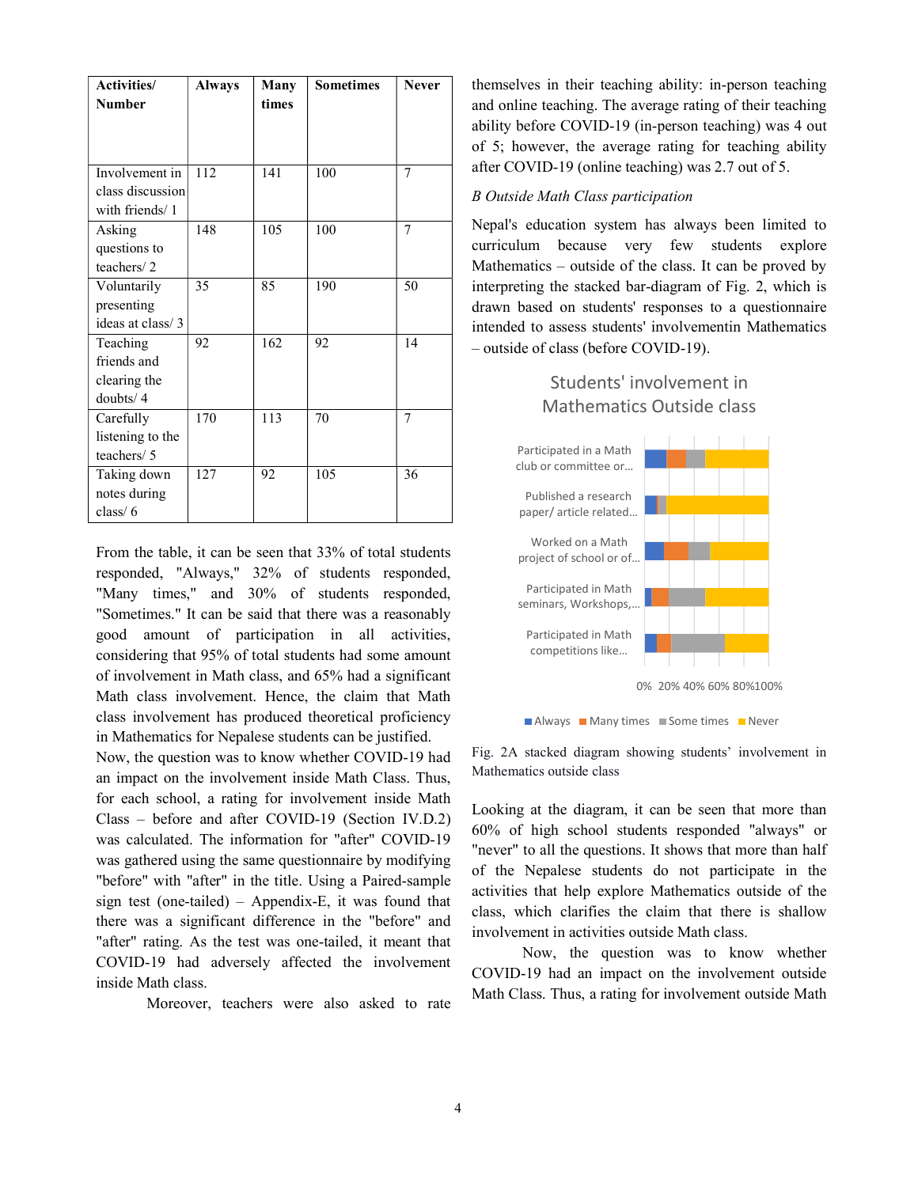| Activities/ Number | Always | Many times | Sometimes | Never |
|---|---|---|---|---|
| Involvement in class discussion with friends/ 1 | 112 | 141 | 100 | 7 |
| Asking questions to teachers/ 2 | 148 | 105 | 100 | 7 |
| Voluntarily presenting ideas at class/ 3 | 35 | 85 | 190 | 50 |
| Teaching friends and clearing the doubts/ 4 | 92 | 162 | 92 | 14 |
| Carefully listening to the teachers/ 5 | 170 | 113 | 70 | 7 |
| Taking down notes during class/ 6 | 127 | 92 | 105 | 36 |

From the table, it can be seen that 33% of total students responded, "Always," 32% of students responded, "Many times," and 30% of students responded, "Sometimes." It can be said that there was a reasonably good amount of participation in all activities, considering that 95% of total students had some amount of involvement in Math class, and 65% had a significant Math class involvement. Hence, the claim that Math class involvement has produced theoretical proficiency in Mathematics for Nepalese students can be justified.

Now, the question was to know whether COVID-19 had an impact on the involvement inside Math Class. Thus, for each school, a rating for involvement inside Math Class – before and after COVID-19 (Section IV.D.2) was calculated. The information for "after" COVID-19 was gathered using the same questionnaire by modifying "before" with "after" in the title. Using a Paired-sample sign test (one-tailed) – Appendix-E, it was found that there was a significant difference in the "before" and "after" rating. As the test was one-tailed, it meant that COVID-19 had adversely affected the involvement inside Math class.

Moreover, teachers were also asked to rate themselves in their teaching ability: in-person teaching and online teaching. The average rating of their teaching ability before COVID-19 (in-person teaching) was 4 out of 5; however, the average rating for teaching ability after COVID-19 (online teaching) was 2.7 out of 5.

*B Outside Math Class participation*

Nepal's education system has always been limited to curriculum because very few students explore Mathematics – outside of the class. It can be proved by interpreting the stacked bar-diagram of Fig. 2, which is drawn based on students' responses to a questionnaire intended to assess students' involvementin Mathematics – outside of class (before COVID-19).

Fig. 2A stacked diagram showing students' involvement in Mathematics outside class

Looking at the diagram, it can be seen that more than 60% of high school students responded "always" or "never" to all the questions. It shows that more than half of the Nepalese students do not participate in the activities that help explore Mathematics outside of the class, which clarifies the claim that there is shallow involvement in activities outside Math class.

Now, the question was to know whether COVID-19 had an impact on the involvement outside Math Class. Thus, a rating for involvement outside Math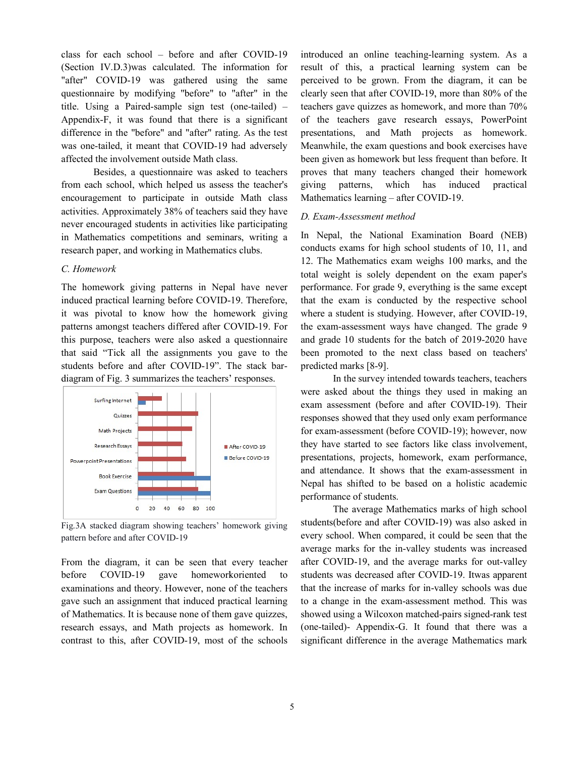class for each school – before and after COVID-19 (Section IV.D.3)was calculated. The information for "after" COVID-19 was gathered using the same questionnaire by modifying "before" to "after" in the title. Using a Paired-sample sign test (one-tailed) – Appendix-F, it was found that there is a significant difference in the "before" and "after" rating. As the test was one-tailed, it meant that COVID-19 had adversely affected the involvement outside Math class.

Besides, a questionnaire was asked to teachers from each school, which helped us assess the teacher's encouragement to participate in outside Math class activities. Approximately 38% of teachers said they have never encouraged students in activities like participating in Mathematics competitions and seminars, writing a research paper, and working in Mathematics clubs.

### *C. Homework*

The homework giving patterns in Nepal have never induced practical learning before COVID-19. Therefore, it was pivotal to know how the homework giving patterns amongst teachers differed after COVID-19. For this purpose, teachers were also asked a questionnaire that said "Tick all the assignments you gave to the students before and after COVID-19". The stack bar-diagram of Fig. 3 summarizes the teachers' responses.

Fig.3A stacked diagram showing teachers' homework giving pattern before and after COVID-19

From the diagram, it can be seen that every teacher before COVID-19 gave homeworkoriented to examinations and theory. However, none of the teachers gave such an assignment that induced practical learning of Mathematics. It is because none of them gave quizzes, research essays, and Math projects as homework. In contrast to this, after COVID-19, most of the schools introduced an online teaching-learning system. As a result of this, a practical learning system can be perceived to be grown. From the diagram, it can be clearly seen that after COVID-19, more than 80% of the teachers gave quizzes as homework, and more than 70% of the teachers gave research essays, PowerPoint presentations, and Math projects as homework. Meanwhile, the exam questions and book exercises have been given as homework but less frequent than before. It proves that many teachers changed their homework giving patterns, which has induced practical Mathematics learning – after COVID-19.

### *D. Exam-Assessment method*

In Nepal, the National Examination Board (NEB) conducts exams for high school students of 10, 11, and 12. The Mathematics exam weighs 100 marks, and the total weight is solely dependent on the exam paper's performance. For grade 9, everything is the same except that the exam is conducted by the respective school where a student is studying. However, after COVID-19, the exam-assessment ways have changed. The grade 9 and grade 10 students for the batch of 2019-2020 have been promoted to the next class based on teachers' predicted marks [8-9].

In the survey intended towards teachers, teachers were asked about the things they used in making an exam assessment (before and after COVID-19). Their responses showed that they used only exam performance for exam-assessment (before COVID-19); however, now they have started to see factors like class involvement, presentations, projects, homework, exam performance, and attendance. It shows that the exam-assessment in Nepal has shifted to be based on a holistic academic performance of students.

The average Mathematics marks of high school students(before and after COVID-19) was also asked in every school. When compared, it could be seen that the average marks for the in-valley students was increased after COVID-19, and the average marks for out-valley students was decreased after COVID-19. Itwas apparent that the increase of marks for in-valley schools was due to a change in the exam-assessment method. This was showed using a Wilcoxon matched-pairs signed-rank test (one-tailed)- Appendix-G. It found that there was a significant difference in the average Mathematics mark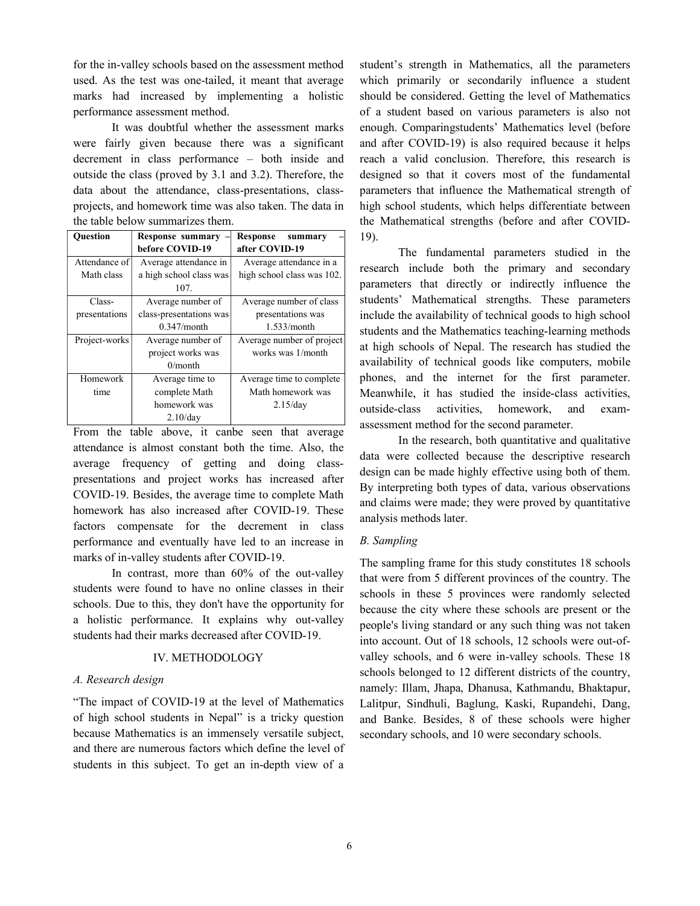for the in-valley schools based on the assessment method used. As the test was one-tailed, it meant that average marks had increased by implementing a holistic performance assessment method.

It was doubtful whether the assessment marks were fairly given because there was a significant decrement in class performance – both inside and outside the class (proved by 3.1 and 3.2). Therefore, the data about the attendance, class-presentations, class-projects, and homework time was also taken. The data in the table below summarizes them.

| Question | Response summary – before COVID-19 | Response summary – after COVID-19 |
|---|---|---|
| Attendance of Math class | Average attendance in a high school class was 107. | Average attendance in a high school class was 102. |
| Class-presentations | Average number of class-presentations was 0.347/month | Average number of class presentations was 1.533/month |
| Project-works | Average number of project works was 0/month | Average number of project works was 1/month |
| Homework time | Average time to complete Math homework was 2.10/day | Average time to complete Math homework was 2.15/day |

From the table above, it canbe seen that average attendance is almost constant both the time. Also, the average frequency of getting and doing class-presentations and project works has increased after COVID-19. Besides, the average time to complete Math homework has also increased after COVID-19. These factors compensate for the decrement in class performance and eventually have led to an increase in marks of in-valley students after COVID-19.

In contrast, more than 60% of the out-valley students were found to have no online classes in their schools. Due to this, they don't have the opportunity for a holistic performance. It explains why out-valley students had their marks decreased after COVID-19.

## IV. METHODOLOGY

### *A. Research design*

"The impact of COVID-19 at the level of Mathematics of high school students in Nepal" is a tricky question because Mathematics is an immensely versatile subject, and there are numerous factors which define the level of students in this subject. To get an in-depth view of a student's strength in Mathematics, all the parameters which primarily or secondarily influence a student should be considered. Getting the level of Mathematics of a student based on various parameters is also not enough. Comparingstudents' Mathematics level (before and after COVID-19) is also required because it helps reach a valid conclusion. Therefore, this research is designed so that it covers most of the fundamental parameters that influence the Mathematical strength of high school students, which helps differentiate between the Mathematical strengths (before and after COVID-19).

The fundamental parameters studied in the research include both the primary and secondary parameters that directly or indirectly influence the students' Mathematical strengths. These parameters include the availability of technical goods to high school students and the Mathematics teaching-learning methods at high schools of Nepal. The research has studied the availability of technical goods like computers, mobile phones, and the internet for the first parameter. Meanwhile, it has studied the inside-class activities, outside-class activities, homework, and exam-assessment method for the second parameter.

In the research, both quantitative and qualitative data were collected because the descriptive research design can be made highly effective using both of them. By interpreting both types of data, various observations and claims were made; they were proved by quantitative analysis methods later.

### *B. Sampling*

The sampling frame for this study constitutes 18 schools that were from 5 different provinces of the country. The schools in these 5 provinces were randomly selected because the city where these schools are present or the people's living standard or any such thing was not taken into account. Out of 18 schools, 12 schools were out-of-valley schools, and 6 were in-valley schools. These 18 schools belonged to 12 different districts of the country, namely: Illam, Jhapa, Dhanusa, Kathmandu, Bhaktapur, Lalitpur, Sindhuli, Baglung, Kaski, Rupandehi, Dang, and Banke. Besides, 8 of these schools were higher secondary schools, and 10 were secondary schools.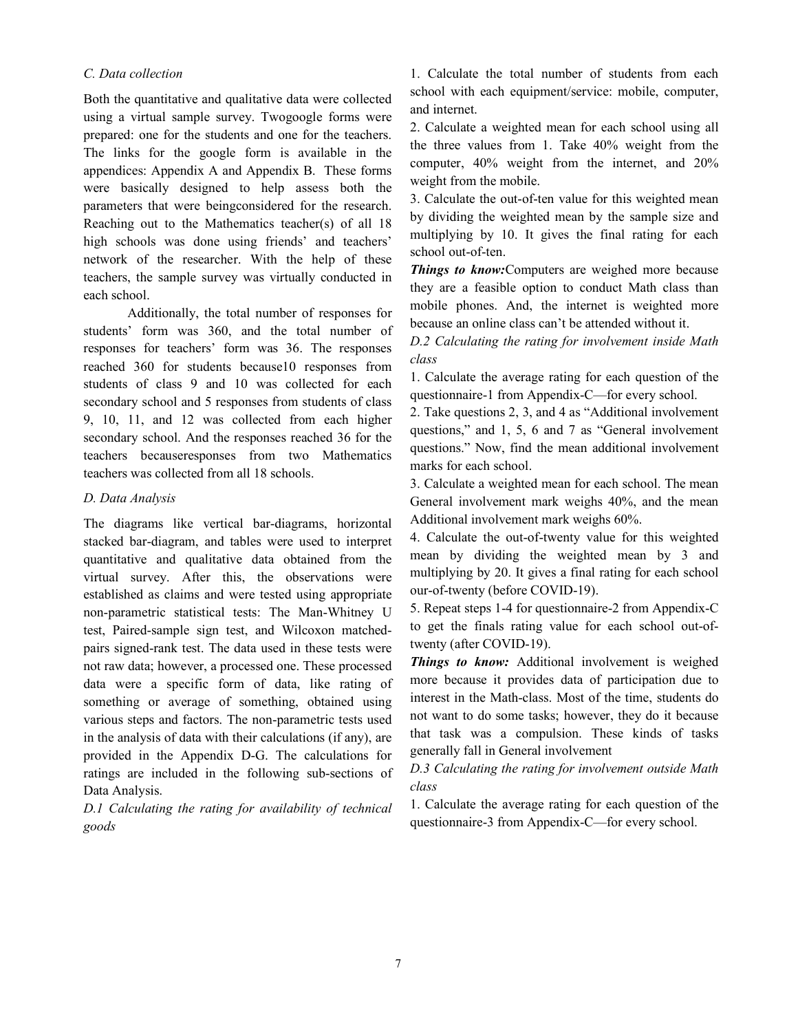### C. Data collection

Both the quantitative and qualitative data were collected using a virtual sample survey. Twogoogle forms were prepared: one for the students and one for the teachers. The links for the google form is available in the appendices: Appendix A and Appendix B. These forms were basically designed to help assess both the parameters that were beingconsidered for the research. Reaching out to the Mathematics teacher(s) of all 18 high schools was done using friends' and teachers' network of the researcher. With the help of these teachers, the sample survey was virtually conducted in each school.

Additionally, the total number of responses for students' form was 360, and the total number of responses for teachers' form was 36. The responses reached 360 for students because10 responses from students of class 9 and 10 was collected for each secondary school and 5 responses from students of class 9, 10, 11, and 12 was collected from each higher secondary school. And the responses reached 36 for the teachers becauseresponses from two Mathematics teachers was collected from all 18 schools.

### D. Data Analysis

The diagrams like vertical bar-diagrams, horizontal stacked bar-diagram, and tables were used to interpret quantitative and qualitative data obtained from the virtual survey. After this, the observations were established as claims and were tested using appropriate non-parametric statistical tests: The Man-Whitney U test, Paired-sample sign test, and Wilcoxon matched-pairs signed-rank test. The data used in these tests were not raw data; however, a processed one. These processed data were a specific form of data, like rating of something or average of something, obtained using various steps and factors. The non-parametric tests used in the analysis of data with their calculations (if any), are provided in the Appendix D-G. The calculations for ratings are included in the following sub-sections of Data Analysis.

#### D.1 Calculating the rating for availability of technical goods

1. Calculate the total number of students from each school with each equipment/service: mobile, computer, and internet.
2. Calculate a weighted mean for each school using all the three values from 1. Take 40% weight from the computer, 40% weight from the internet, and 20% weight from the mobile.
3. Calculate the out-of-ten value for this weighted mean by dividing the weighted mean by the sample size and multiplying by 10. It gives the final rating for each school out-of-ten.

***Things to know:***Computers are weighed more because they are a feasible option to conduct Math class than mobile phones. And, the internet is weighted more because an online class can't be attended without it.

#### D.2 Calculating the rating for involvement inside Math class

1. Calculate the average rating for each question of the questionnaire-1 from Appendix-C—for every school.
2. Take questions 2, 3, and 4 as "Additional involvement questions," and 1, 5, 6 and 7 as "General involvement questions." Now, find the mean additional involvement marks for each school.
3. Calculate a weighted mean for each school. The mean General involvement mark weighs 40%, and the mean Additional involvement mark weighs 60%.
4. Calculate the out-of-twenty value for this weighted mean by dividing the weighted mean by 3 and multiplying by 20. It gives a final rating for each school our-of-twenty (before COVID-19).
5. Repeat steps 1-4 for questionnaire-2 from Appendix-C to get the finals rating value for each school out-of-twenty (after COVID-19).

***Things to know:*** Additional involvement is weighed more because it provides data of participation due to interest in the Math-class. Most of the time, students do not want to do some tasks; however, they do it because that task was a compulsion. These kinds of tasks generally fall in General involvement

#### D.3 Calculating the rating for involvement outside Math class

1. Calculate the average rating for each question of the questionnaire-3 from Appendix-C—for every school.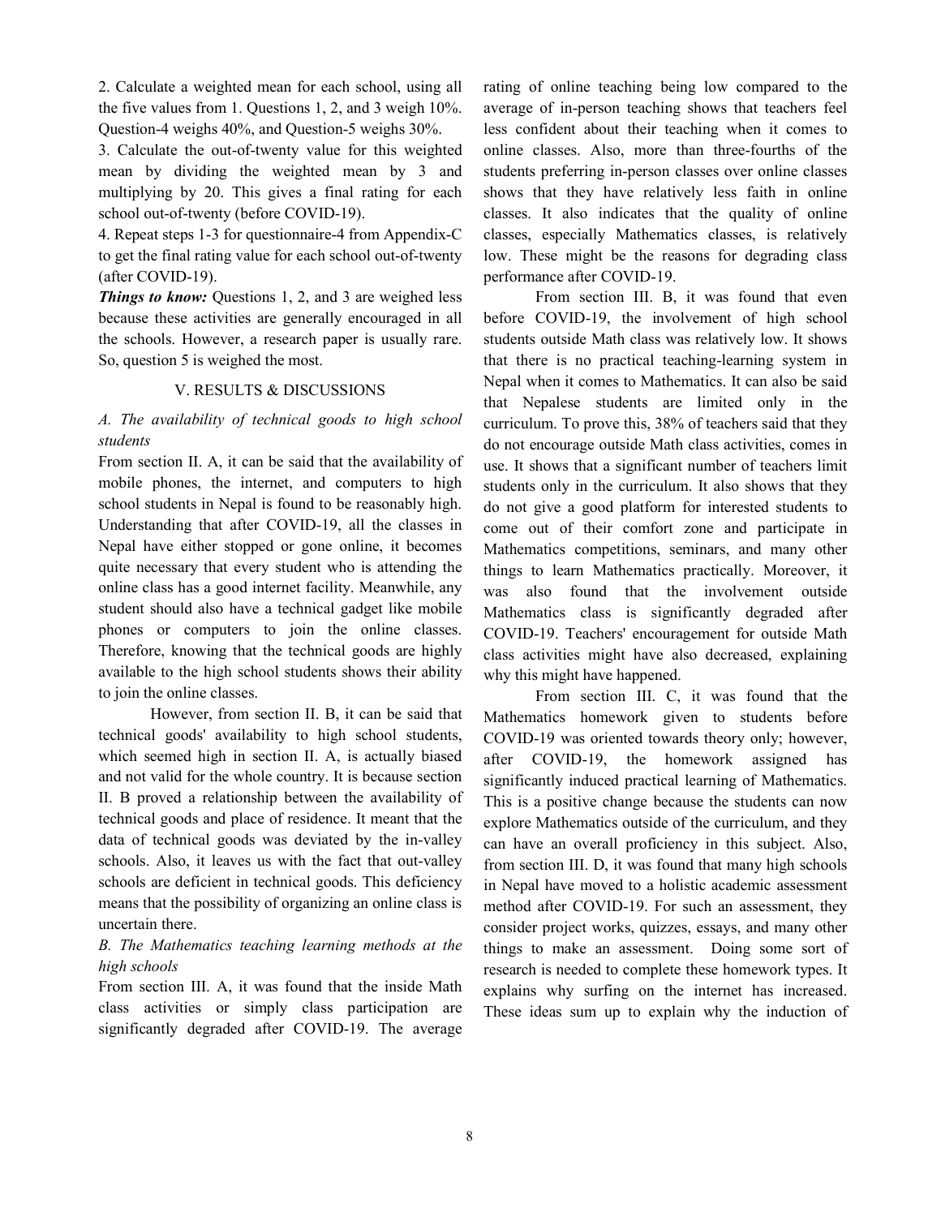2. Calculate a weighted mean for each school, using all the five values from 1. Questions 1, 2, and 3 weigh 10%. Question-4 weighs 40%, and Question-5 weighs 30%.

3. Calculate the out-of-twenty value for this weighted mean by dividing the weighted mean by 3 and multiplying by 20. This gives a final rating for each school out-of-twenty (before COVID-19).

4. Repeat steps 1-3 for questionnaire-4 from Appendix-C to get the final rating value for each school out-of-twenty (after COVID-19).

***Things to know:*** Questions 1, 2, and 3 are weighed less because these activities are generally encouraged in all the schools. However, a research paper is usually rare. So, question 5 is weighed the most.

## V. RESULTS & DISCUSSIONS

### *A. The availability of technical goods to high school students*

From section II. A, it can be said that the availability of mobile phones, the internet, and computers to high school students in Nepal is found to be reasonably high. Understanding that after COVID-19, all the classes in Nepal have either stopped or gone online, it becomes quite necessary that every student who is attending the online class has a good internet facility. Meanwhile, any student should also have a technical gadget like mobile phones or computers to join the online classes. Therefore, knowing that the technical goods are highly available to the high school students shows their ability to join the online classes.

However, from section II. B, it can be said that technical goods' availability to high school students, which seemed high in section II. A, is actually biased and not valid for the whole country. It is because section II. B proved a relationship between the availability of technical goods and place of residence. It meant that the data of technical goods was deviated by the in-valley schools. Also, it leaves us with the fact that out-valley schools are deficient in technical goods. This deficiency means that the possibility of organizing an online class is uncertain there.

### *B. The Mathematics teaching learning methods at the high schools*

From section III. A, it was found that the inside Math class activities or simply class participation are significantly degraded after COVID-19. The average rating of online teaching being low compared to the average of in-person teaching shows that teachers feel less confident about their teaching when it comes to online classes. Also, more than three-fourths of the students preferring in-person classes over online classes shows that they have relatively less faith in online classes. It also indicates that the quality of online classes, especially Mathematics classes, is relatively low. These might be the reasons for degrading class performance after COVID-19.

From section III. B, it was found that even before COVID-19, the involvement of high school students outside Math class was relatively low. It shows that there is no practical teaching-learning system in Nepal when it comes to Mathematics. It can also be said that Nepalese students are limited only in the curriculum. To prove this, 38% of teachers said that they do not encourage outside Math class activities, comes in use. It shows that a significant number of teachers limit students only in the curriculum. It also shows that they do not give a good platform for interested students to come out of their comfort zone and participate in Mathematics competitions, seminars, and many other things to learn Mathematics practically. Moreover, it was also found that the involvement outside Mathematics class is significantly degraded after COVID-19. Teachers' encouragement for outside Math class activities might have also decreased, explaining why this might have happened.

From section III. C, it was found that the Mathematics homework given to students before COVID-19 was oriented towards theory only; however, after COVID-19, the homework assigned has significantly induced practical learning of Mathematics. This is a positive change because the students can now explore Mathematics outside of the curriculum, and they can have an overall proficiency in this subject. Also, from section III. D, it was found that many high schools in Nepal have moved to a holistic academic assessment method after COVID-19. For such an assessment, they consider project works, quizzes, essays, and many other things to make an assessment. Doing some sort of research is needed to complete these homework types. It explains why surfing on the internet has increased. These ideas sum up to explain why the induction of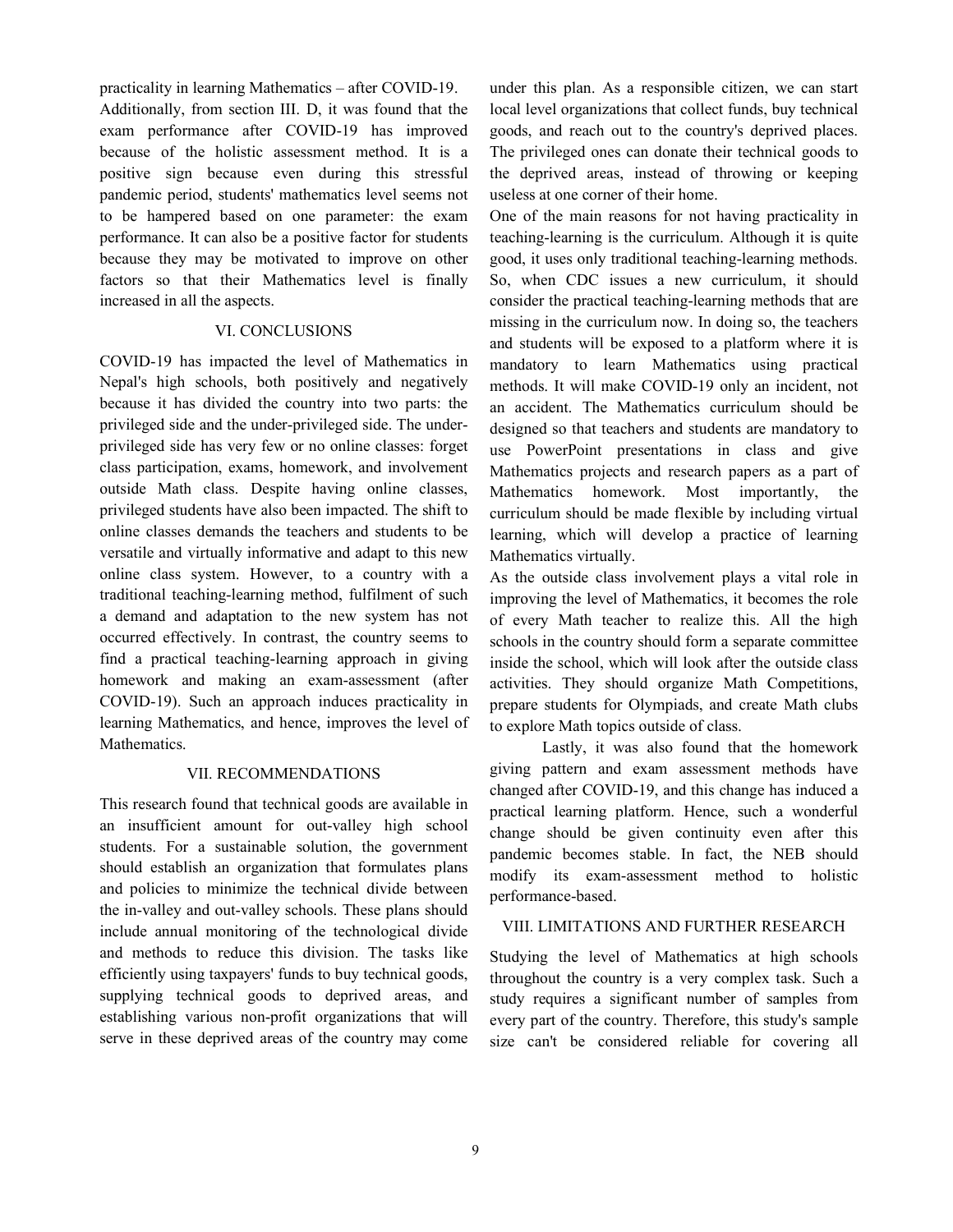practicality in learning Mathematics – after COVID-19. Additionally, from section III. D, it was found that the exam performance after COVID-19 has improved because of the holistic assessment method. It is a positive sign because even during this stressful pandemic period, students' mathematics level seems not to be hampered based on one parameter: the exam performance. It can also be a positive factor for students because they may be motivated to improve on other factors so that their Mathematics level is finally increased in all the aspects.

## VI. CONCLUSIONS

COVID-19 has impacted the level of Mathematics in Nepal's high schools, both positively and negatively because it has divided the country into two parts: the privileged side and the under-privileged side. The under-privileged side has very few or no online classes: forget class participation, exams, homework, and involvement outside Math class. Despite having online classes, privileged students have also been impacted. The shift to online classes demands the teachers and students to be versatile and virtually informative and adapt to this new online class system. However, to a country with a traditional teaching-learning method, fulfilment of such a demand and adaptation to the new system has not occurred effectively. In contrast, the country seems to find a practical teaching-learning approach in giving homework and making an exam-assessment (after COVID-19). Such an approach induces practicality in learning Mathematics, and hence, improves the level of Mathematics.

## VII. RECOMMENDATIONS

This research found that technical goods are available in an insufficient amount for out-valley high school students. For a sustainable solution, the government should establish an organization that formulates plans and policies to minimize the technical divide between the in-valley and out-valley schools. These plans should include annual monitoring of the technological divide and methods to reduce this division. The tasks like efficiently using taxpayers' funds to buy technical goods, supplying technical goods to deprived areas, and establishing various non-profit organizations that will serve in these deprived areas of the country may come under this plan. As a responsible citizen, we can start local level organizations that collect funds, buy technical goods, and reach out to the country's deprived places. The privileged ones can donate their technical goods to the deprived areas, instead of throwing or keeping useless at one corner of their home.

One of the main reasons for not having practicality in teaching-learning is the curriculum. Although it is quite good, it uses only traditional teaching-learning methods. So, when CDC issues a new curriculum, it should consider the practical teaching-learning methods that are missing in the curriculum now. In doing so, the teachers and students will be exposed to a platform where it is mandatory to learn Mathematics using practical methods. It will make COVID-19 only an incident, not an accident. The Mathematics curriculum should be designed so that teachers and students are mandatory to use PowerPoint presentations in class and give Mathematics projects and research papers as a part of Mathematics homework. Most importantly, the curriculum should be made flexible by including virtual learning, which will develop a practice of learning Mathematics virtually.

As the outside class involvement plays a vital role in improving the level of Mathematics, it becomes the role of every Math teacher to realize this. All the high schools in the country should form a separate committee inside the school, which will look after the outside class activities. They should organize Math Competitions, prepare students for Olympiads, and create Math clubs to explore Math topics outside of class.

Lastly, it was also found that the homework giving pattern and exam assessment methods have changed after COVID-19, and this change has induced a practical learning platform. Hence, such a wonderful change should be given continuity even after this pandemic becomes stable. In fact, the NEB should modify its exam-assessment method to holistic performance-based.

## VIII. LIMITATIONS AND FURTHER RESEARCH

Studying the level of Mathematics at high schools throughout the country is a very complex task. Such a study requires a significant number of samples from every part of the country. Therefore, this study's sample size can't be considered reliable for covering all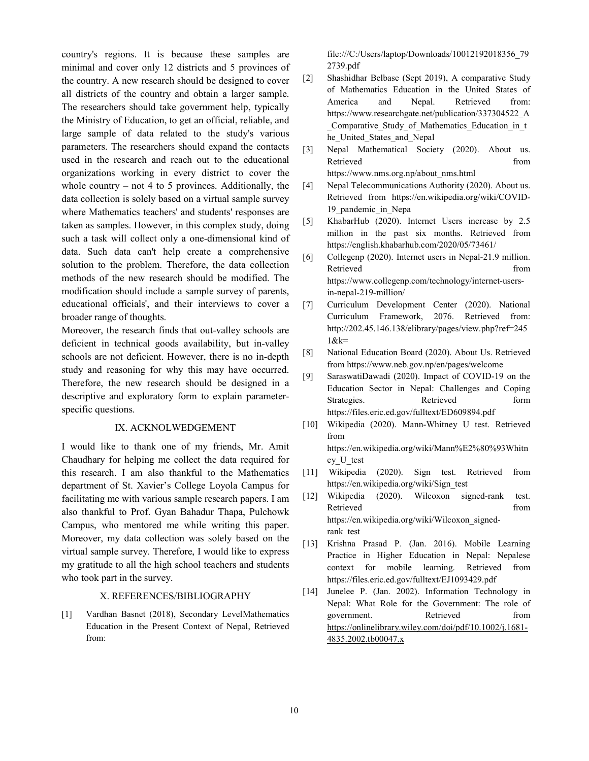country's regions. It is because these samples are minimal and cover only 12 districts and 5 provinces of the country. A new research should be designed to cover all districts of the country and obtain a larger sample. The researchers should take government help, typically the Ministry of Education, to get an official, reliable, and large sample of data related to the study's various parameters. The researchers should expand the contacts used in the research and reach out to the educational organizations working in every district to cover the whole country – not 4 to 5 provinces. Additionally, the data collection is solely based on a virtual sample survey where Mathematics teachers' and students' responses are taken as samples. However, in this complex study, doing such a task will collect only a one-dimensional kind of data. Such data can't help create a comprehensive solution to the problem. Therefore, the data collection methods of the new research should be modified. The modification should include a sample survey of parents, educational officials', and their interviews to cover a broader range of thoughts.

Moreover, the research finds that out-valley schools are deficient in technical goods availability, but in-valley schools are not deficient. However, there is no in-depth study and reasoning for why this may have occurred. Therefore, the new research should be designed in a descriptive and exploratory form to explain parameter-specific questions.

## IX. ACKNOLWEDGEMENT

I would like to thank one of my friends, Mr. Amit Chaudhary for helping me collect the data required for this research. I am also thankful to the Mathematics department of St. Xavier's College Loyola Campus for facilitating me with various sample research papers. I am also thankful to Prof. Gyan Bahadur Thapa, Pulchowk Campus, who mentored me while writing this paper. Moreover, my data collection was solely based on the virtual sample survey. Therefore, I would like to express my gratitude to all the high school teachers and students who took part in the survey.

## X. REFERENCES/BIBLIOGRAPHY

[1] Vardhan Basnet (2018), Secondary LevelMathematics Education in the Present Context of Nepal, Retrieved from: file:///C:/Users/laptop/Downloads/10012192018356_792739.pdf

[2] Shashidhar Belbase (Sept 2019), A comparative Study of Mathematics Education in the United States of America and Nepal. Retrieved from: https://www.researchgate.net/publication/337304522_A_Comparative_Study_of_Mathematics_Education_in_the_United_States_and_Nepal

[3] Nepal Mathematical Society (2020). About us. Retrieved from https://www.nms.org.np/about_nms.html

[4] Nepal Telecommunications Authority (2020). About us. Retrieved from https://en.wikipedia.org/wiki/COVID-19_pandemic_in_Nepa

[5] KhabarHub (2020). Internet Users increase by 2.5 million in the past six months. Retrieved from https://english.khabarhub.com/2020/05/73461/

[6] Collegenp (2020). Internet users in Nepal-21.9 million. Retrieved from https://www.collegenp.com/technology/internet-users-in-nepal-219-million/

[7] Curriculum Development Center (2020). National Curriculum Framework, 2076. Retrieved from: http://202.45.146.138/elibrary/pages/view.php?ref=2451&k=

[8] National Education Board (2020). About Us. Retrieved from https://www.neb.gov.np/en/pages/welcome

[9] SaraswatiDawadi (2020). Impact of COVID-19 on the Education Sector in Nepal: Challenges and Coping Strategies. Retrieved form https://files.eric.ed.gov/fulltext/ED609894.pdf

[10] Wikipedia (2020). Mann-Whitney U test. Retrieved from https://en.wikipedia.org/wiki/Mann%E2%80%93Whitney_U_test

[11] Wikipedia (2020). Sign test. Retrieved from https://en.wikipedia.org/wiki/Sign_test

[12] Wikipedia (2020). Wilcoxon signed-rank test. Retrieved from https://en.wikipedia.org/wiki/Wilcoxon_signed-rank_test

[13] Krishna Prasad P. (Jan. 2016). Mobile Learning Practice in Higher Education in Nepal: Nepalese context for mobile learning. Retrieved from https://files.eric.ed.gov/fulltext/EJ1093429.pdf

[14] Junelee P. (Jan. 2002). Information Technology in Nepal: What Role for the Government: The role of government. Retrieved from https://onlinelibrary.wiley.com/doi/pdf/10.1002/j.1681-4835.2002.tb00047.x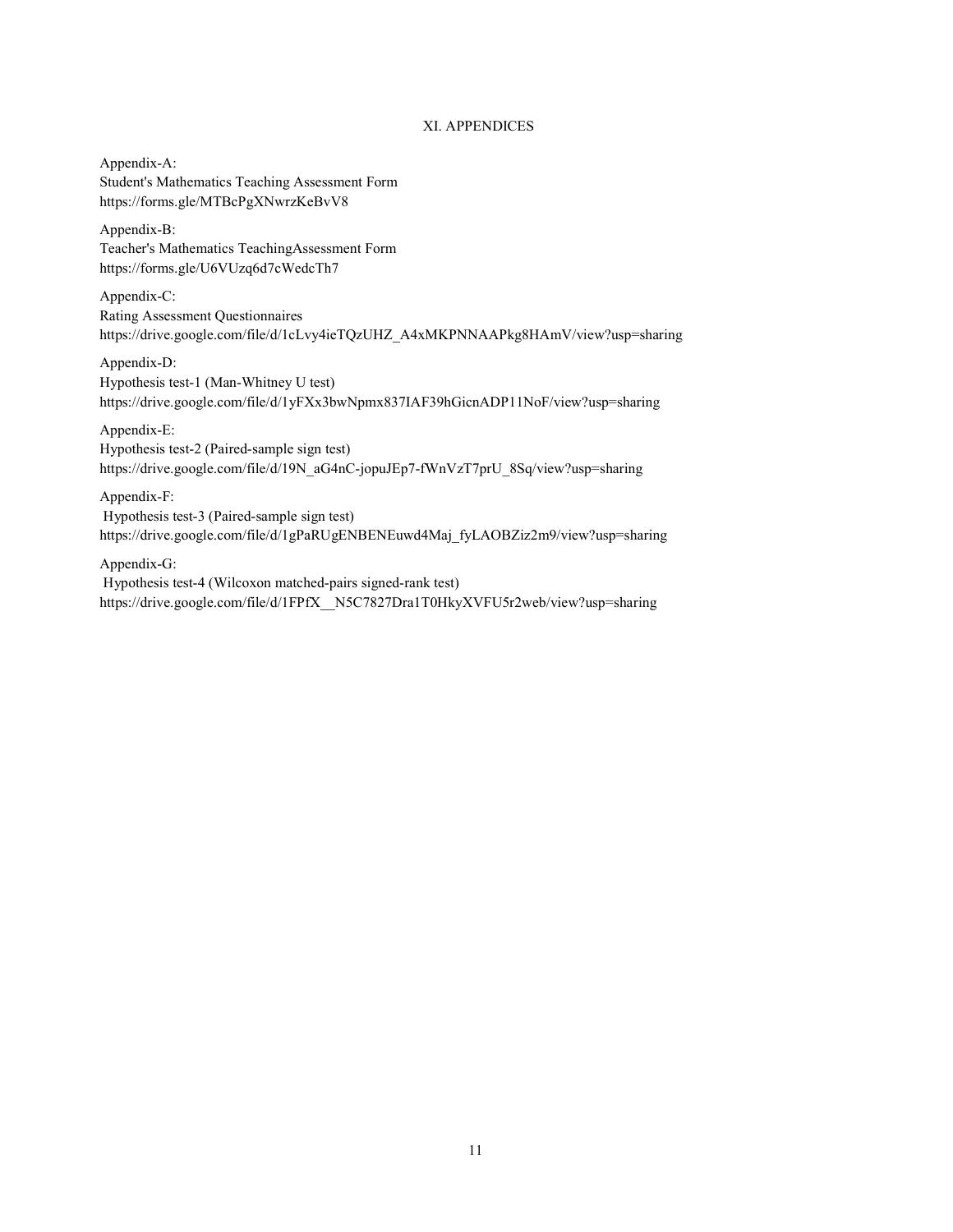## XI. APPENDICES

Appendix-A:
Student's Mathematics Teaching Assessment Form
https://forms.gle/MTBcPgXNwrzKeBvV8

Appendix-B:
Teacher's Mathematics TeachingAssessment Form
https://forms.gle/U6VUzq6d7cWedcTh7

Appendix-C:
Rating Assessment Questionnaires
https://drive.google.com/file/d/1cLvy4ieTQzUHZ_A4xMKPNNAAPkg8HAmV/view?usp=sharing

Appendix-D:
Hypothesis test-1 (Man-Whitney U test)
https://drive.google.com/file/d/1yFXx3bwNpmx837IAF39hGicnADP11NoF/view?usp=sharing

Appendix-E:
Hypothesis test-2 (Paired-sample sign test)
https://drive.google.com/file/d/19N_aG4nC-jopuJEp7-fWnVzT7prU_8Sq/view?usp=sharing

Appendix-F:
Hypothesis test-3 (Paired-sample sign test)
https://drive.google.com/file/d/1gPaRUgENBENEuwd4Maj_fyLAOBZiz2m9/view?usp=sharing

Appendix-G:
Hypothesis test-4 (Wilcoxon matched-pairs signed-rank test)
https://drive.google.com/file/d/1FPfX__N5C7827Dra1T0HkyXVFU5r2web/view?usp=sharing